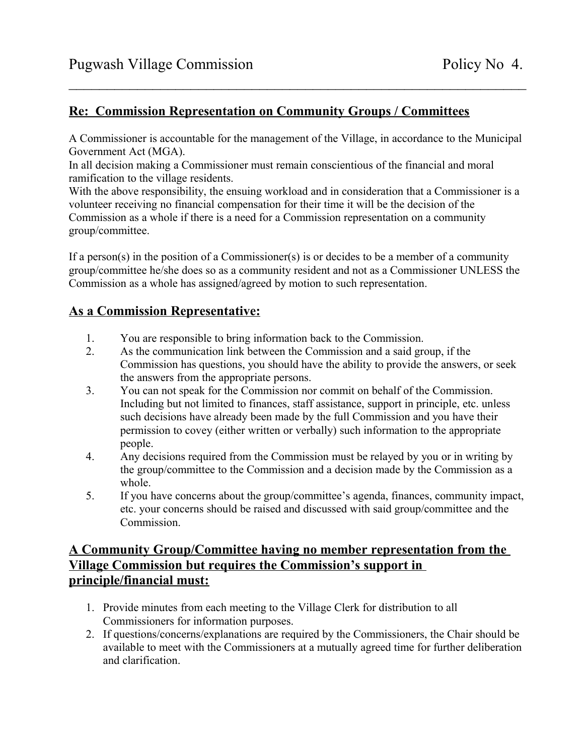# Pugwash Village Commission Policy No 4.

## Re: Commission Representation on Community Groups / Committees

A Commissioner is accountable for the management of the Village, in accordance to the Municipal Government Act (MGA).
In all decision making a Commissioner must remain conscientious of the financial and moral ramification to the village residents.
With the above responsibility, the ensuing workload and in consideration that a Commissioner is a volunteer receiving no financial compensation for their time it will be the decision of the Commission as a whole if there is a need for a Commission representation on a community group/committee.

If a person(s) in the position of a Commissioner(s) is or decides to be a member of a community group/committee he/she does so as a community resident and not as a Commissioner UNLESS the Commission as a whole has assigned/agreed by motion to such representation.

## As a Commission Representative:

1. You are responsible to bring information back to the Commission.
2. As the communication link between the Commission and a said group, if the Commission has questions, you should have the ability to provide the answers, or seek the answers from the appropriate persons.
3. You can not speak for the Commission nor commit on behalf of the Commission. Including but not limited to finances, staff assistance, support in principle, etc. unless such decisions have already been made by the full Commission and you have their permission to covey (either written or verbally) such information to the appropriate people.
4. Any decisions required from the Commission must be relayed by you or in writing by the group/committee to the Commission and a decision made by the Commission as a whole.
5. If you have concerns about the group/committee's agenda, finances, community impact, etc. your concerns should be raised and discussed with said group/committee and the Commission.

## A Community Group/Committee having no member representation from the Village Commission but requires the Commission's support in principle/financial must:

1. Provide minutes from each meeting to the Village Clerk for distribution to all Commissioners for information purposes.
2. If questions/concerns/explanations are required by the Commissioners, the Chair should be available to meet with the Commissioners at a mutually agreed time for further deliberation and clarification.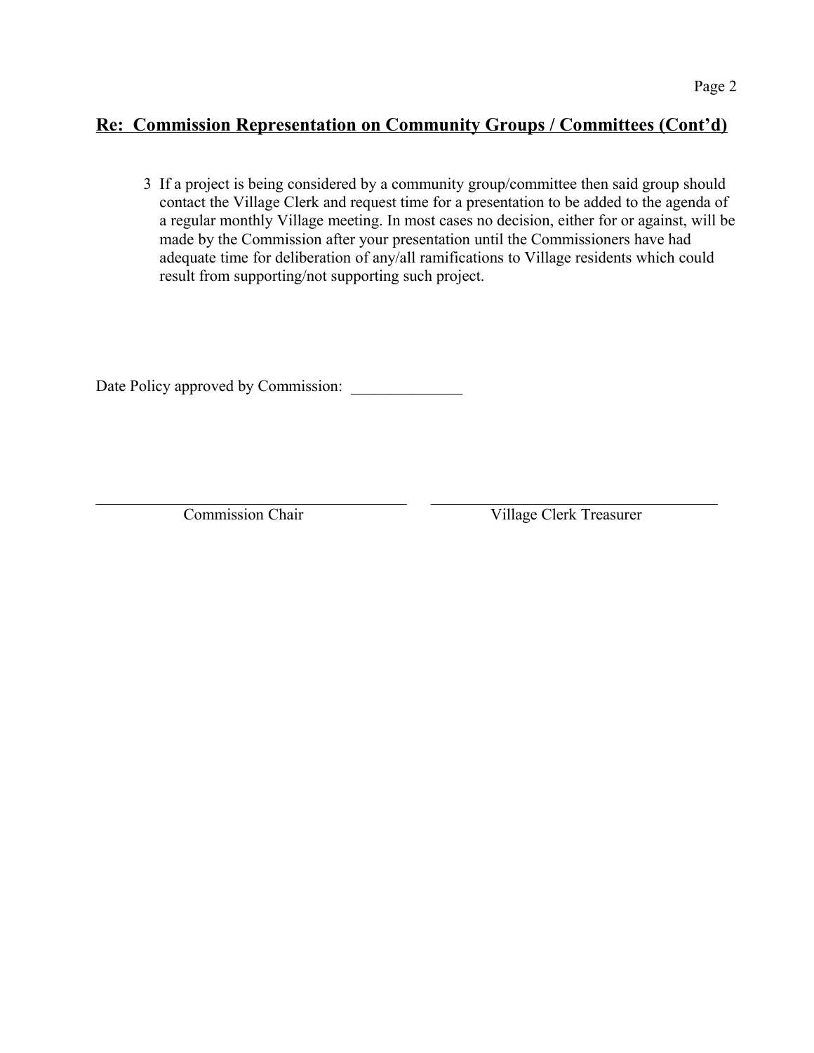## **Re: Commission Representation on Community Groups / Committees (Cont'd)**

3 If a project is being considered by a community group/committee then said group should contact the Village Clerk and request time for a presentation to be added to the agenda of a regular monthly Village meeting. In most cases no decision, either for or against, will be made by the Commission after your presentation until the Commissioners have had adequate time for deliberation of any/all ramifications to Village residents which could result from supporting/not supporting such project.

Date Policy approved by Commission: ______________

_______________________________________ Commission Chair

_______________________________________ Village Clerk Treasurer